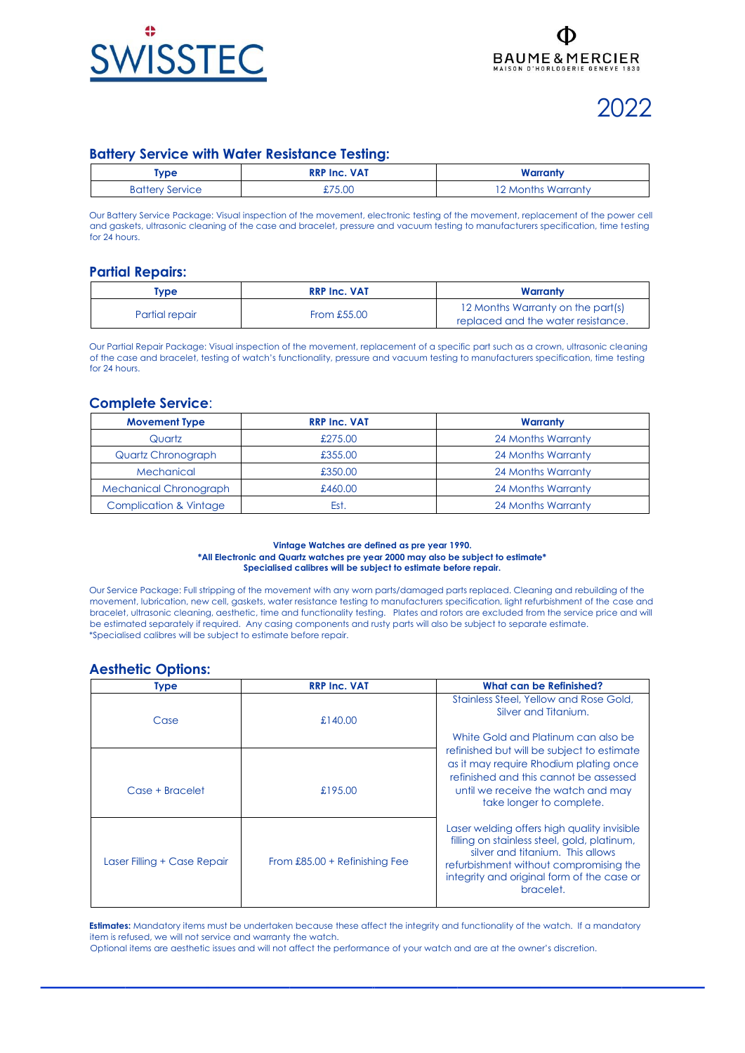SWISSTEC

BAUME & MERCIER
MAISON D'HORLOGERIE GENEVE 1830

2022

## Battery Service with Water Resistance Testing:

| Type | RRP Inc. VAT | Warranty |
|---|---|---|
| Battery Service | £75.00 | 12 Months Warranty |

Our Battery Service Package: Visual inspection of the movement, electronic testing of the movement, replacement of the power cell and gaskets, ultrasonic cleaning of the case and bracelet, pressure and vacuum testing to manufacturers specification, time testing for 24 hours.

## Partial Repairs:

| Type | RRP Inc. VAT | Warranty |
|---|---|---|
| Partial repair | From £55.00 | 12 Months Warranty on the part(s) replaced and the water resistance. |

Our Partial Repair Package: Visual inspection of the movement, replacement of a specific part such as a crown, ultrasonic cleaning of the case and bracelet, testing of watch's functionality, pressure and vacuum testing to manufacturers specification, time testing for 24 hours.

## Complete Service:

| Movement Type | RRP Inc. VAT | Warranty |
|---|---|---|
| Quartz | £275.00 | 24 Months Warranty |
| Quartz Chronograph | £355.00 | 24 Months Warranty |
| Mechanical | £350.00 | 24 Months Warranty |
| Mechanical Chronograph | £460.00 | 24 Months Warranty |
| Complication & Vintage | Est. | 24 Months Warranty |

**Vintage Watches are defined as pre year 1990.**
**\*All Electronic and Quartz watches pre year 2000 may also be subject to estimate\***
**Specialised calibres will be subject to estimate before repair.**

Our Service Package: Full stripping of the movement with any worn parts/damaged parts replaced. Cleaning and rebuilding of the movement, lubrication, new cell, gaskets, water resistance testing to manufacturers specification, light refurbishment of the case and bracelet, ultrasonic cleaning, aesthetic, time and functionality testing. Plates and rotors are excluded from the service price and will be estimated separately if required. Any casing components and rusty parts will also be subject to separate estimate.
\*Specialised calibres will be subject to estimate before repair.

## Aesthetic Options:

| Type | RRP Inc. VAT | What can be Refinished? |
|---|---|---|
| Case | £140.00 | Stainless Steel, Yellow and Rose Gold, Silver and Titanium. White Gold and Platinum can also be refinished but will be subject to estimate as it may require Rhodium plating once refinished and this cannot be assessed until we receive the watch and may take longer to complete. |
| Case + Bracelet | £195.00 | |
| Laser Filling + Case Repair | From £85.00 + Refinishing Fee | Laser welding offers high quality invisible filling on stainless steel, gold, platinum, silver and titanium. This allows refurbishment without compromising the integrity and original form of the case or bracelet. |

**Estimates:** Mandatory items must be undertaken because these affect the integrity and functionality of the watch. If a mandatory item is refused, we will not service and warranty the watch.
Optional items are aesthetic issues and will not affect the performance of your watch and are at the owner's discretion.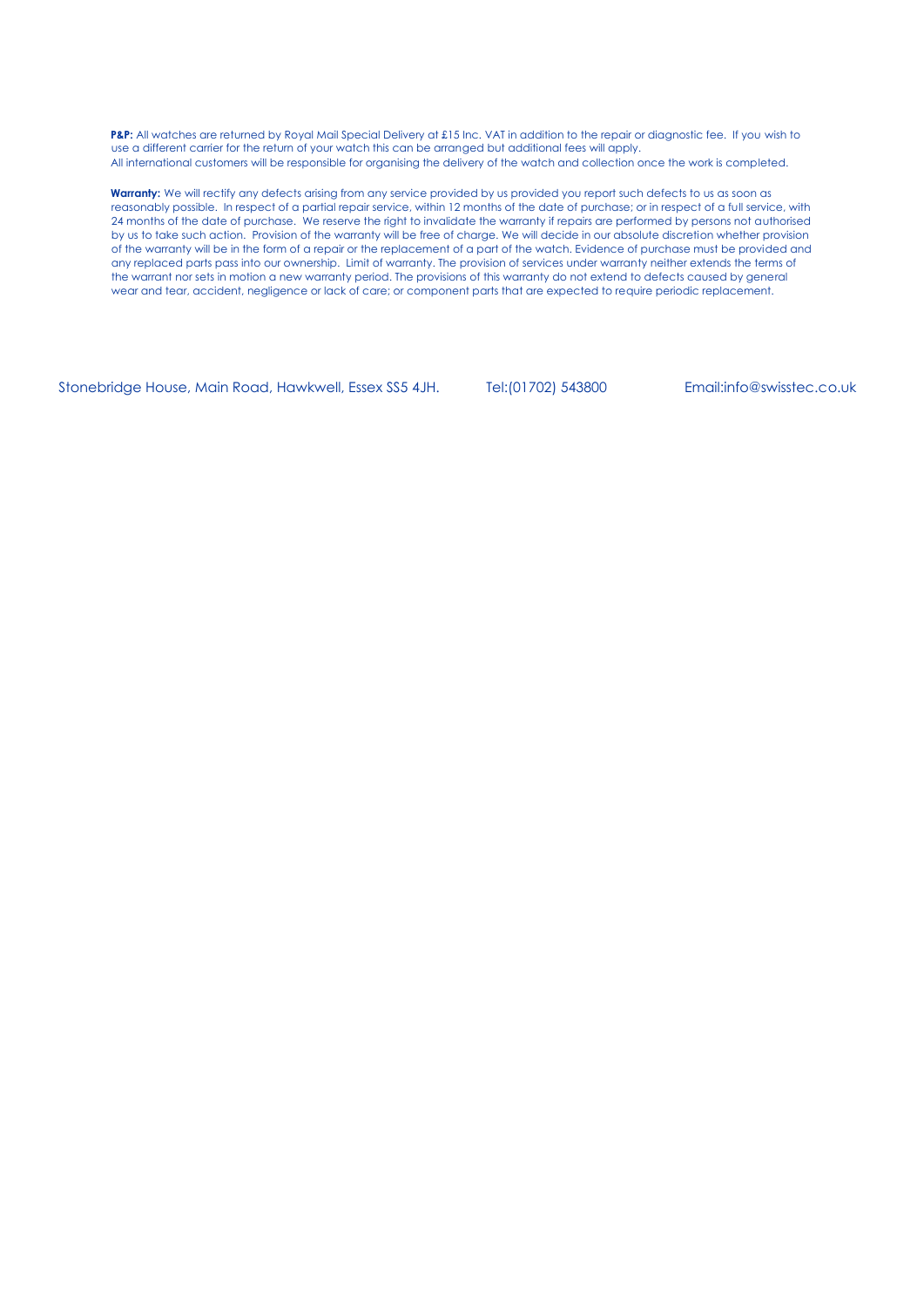**P&P:** All watches are returned by Royal Mail Special Delivery at £15 Inc. VAT in addition to the repair or diagnostic fee. If you wish to use a different carrier for the return of your watch this can be arranged but additional fees will apply.
All international customers will be responsible for organising the delivery of the watch and collection once the work is completed.

**Warranty:** We will rectify any defects arising from any service provided by us provided you report such defects to us as soon as reasonably possible. In respect of a partial repair service, within 12 months of the date of purchase; or in respect of a full service, with 24 months of the date of purchase. We reserve the right to invalidate the warranty if repairs are performed by persons not authorised by us to take such action. Provision of the warranty will be free of charge. We will decide in our absolute discretion whether provision of the warranty will be in the form of a repair or the replacement of a part of the watch. Evidence of purchase must be provided and any replaced parts pass into our ownership. Limit of warranty. The provision of services under warranty neither extends the terms of the warrant nor sets in motion a new warranty period. The provisions of this warranty do not extend to defects caused by general wear and tear, accident, negligence or lack of care; or component parts that are expected to require periodic replacement.

Stonebridge House, Main Road, Hawkwell, Essex SS5 4JH. Tel:(01702) 543800 Email:info@swisstec.co.uk